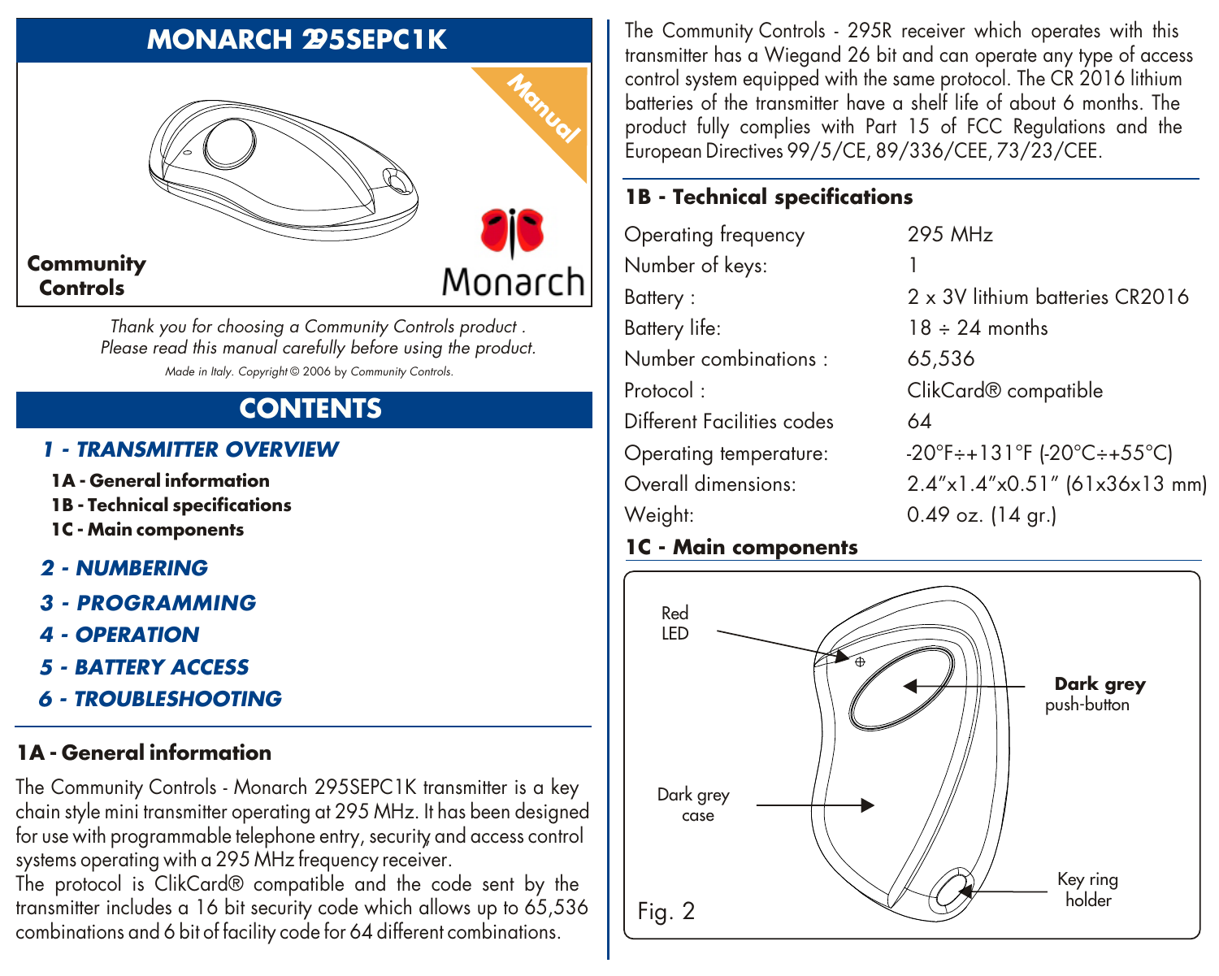# MONARCH 295SEPC1K

Manual

Community Controls

Monarch

*Thank you for choosing a Community Controls product .*
*Please read this manual carefully before using the product.*
*Made in Italy. Copyright © 2006 by Community Controls.*

## CONTENTS

**1 - TRANSMITTER OVERVIEW**

- **1A - General information**
- **1B - Technical specifications**
- **1C - Main components**

**2 - NUMBERING**

**3 - PROGRAMMING**

**4 - OPERATION**

**5 - BATTERY ACCESS**

**6 - TROUBLESHOOTING**

### 1A - General information

The Community Controls - Monarch 295SEPC1K transmitter is a key chain style mini transmitter operating at 295 MHz. It has been designed for use with programmable telephone entry, security and access control systems operating with a 295 MHz frequency receiver.
The protocol is ClikCard® compatible and the code sent by the transmitter includes a 16 bit security code which allows up to 65,536 combinations and 6 bit of facility code for 64 different combinations.

The Community Controls - 295R receiver which operates with this transmitter has a Wiegand 26 bit and can operate any type of access control system equipped with the same protocol. The CR 2016 lithium batteries of the transmitter have a shelf life of about 6 months. The product fully complies with Part 15 of FCC Regulations and the European Directives 99/5/CE, 89/336/CEE, 73/23/CEE.

### 1B - Technical specifications

| | |
|---|---|
| Operating frequency | 295 MHz |
| Number of keys: | 1 |
| Battery : | 2 x 3V lithium batteries CR2016 |
| Battery life: | 18 ÷ 24 months |
| Number combinations : | 65,536 |
| Protocol : | ClikCard® compatible |
| Different Facilities codes | 64 |
| Operating temperature: | -20°F÷+131°F (-20°C÷+55°C) |
| Overall dimensions: | 2.4"x1.4"x0.51" (61x36x13 mm) |
| Weight: | 0.49 oz. (14 gr.) |

### 1C - Main components

Red LED

**Dark grey** push-button

Dark grey case

Key ring holder

Fig. 2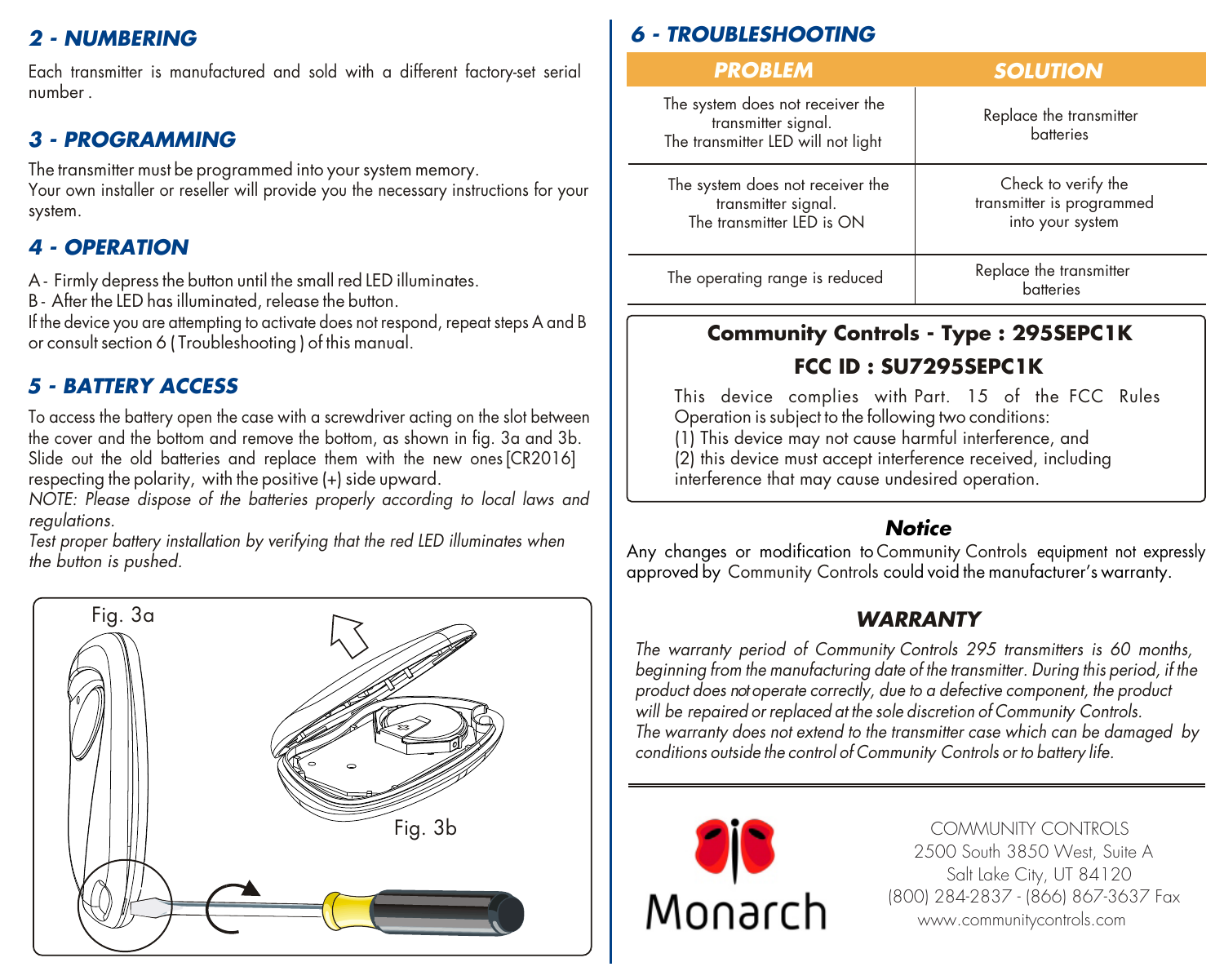## 2 - NUMBERING

Each transmitter is manufactured and sold with a different factory-set serial number .

## 3 - PROGRAMMING

The transmitter must be programmed into your system memory.
Your own installer or reseller will provide you the necessary instructions for your system.

## 4 - OPERATION

A - Firmly depress the button until the small red LED illuminates.
B - After the LED has illuminated, release the button.
If the device you are attempting to activate does not respond, repeat steps A and B or consult section 6 ( Troubleshooting ) of this manual.

## 5 - BATTERY ACCESS

To access the battery open the case with a screwdriver acting on the slot between the cover and the bottom and remove the bottom, as shown in fig. 3a and 3b. Slide out the old batteries and replace them with the new ones [CR2016] respecting the polarity, with the positive (+) side upward.
*NOTE: Please dispose of the batteries properly according to local laws and regulations.*
*Test proper battery installation by verifying that the red LED illuminates when the button is pushed.*

Fig. 3a

Fig. 3b

## 6 - TROUBLESHOOTING

| PROBLEM | SOLUTION |
|---|---|
| The system does not receiver the transmitter signal. The transmitter LED will not light | Replace the transmitter batteries |
| The system does not receiver the transmitter signal. The transmitter LED is ON | Check to verify the transmitter is programmed into your system |
| The operating range is reduced | Replace the transmitter batteries |

**Community Controls - Type : 295SEPC1K**

**FCC ID : SU7295SEPC1K**

This device complies with Part. 15 of the FCC Rules
Operation is subject to the following two conditions:
(1) This device may not cause harmful interference, and
(2) this device must accept interference received, including interference that may cause undesired operation.

### *Notice*

Any changes or modification to Community Controls equipment not expressly approved by Community Controls could void the manufacturer's warranty.

### *WARRANTY*

*The warranty period of Community Controls 295 transmitters is 60 months, beginning from the manufacturing date of the transmitter. During this period, if the product does not operate correctly, due to a defective component, the product will be repaired or replaced at the sole discretion of Community Controls.*
*The warranty does not extend to the transmitter case which can be damaged by conditions outside the control of Community Controls or to battery life.*

Monarch

COMMUNITY CONTROLS
2500 South 3850 West, Suite A
Salt Lake City, UT 84120
(800) 284-2837 - (866) 867-3637 Fax
www.communitycontrols.com